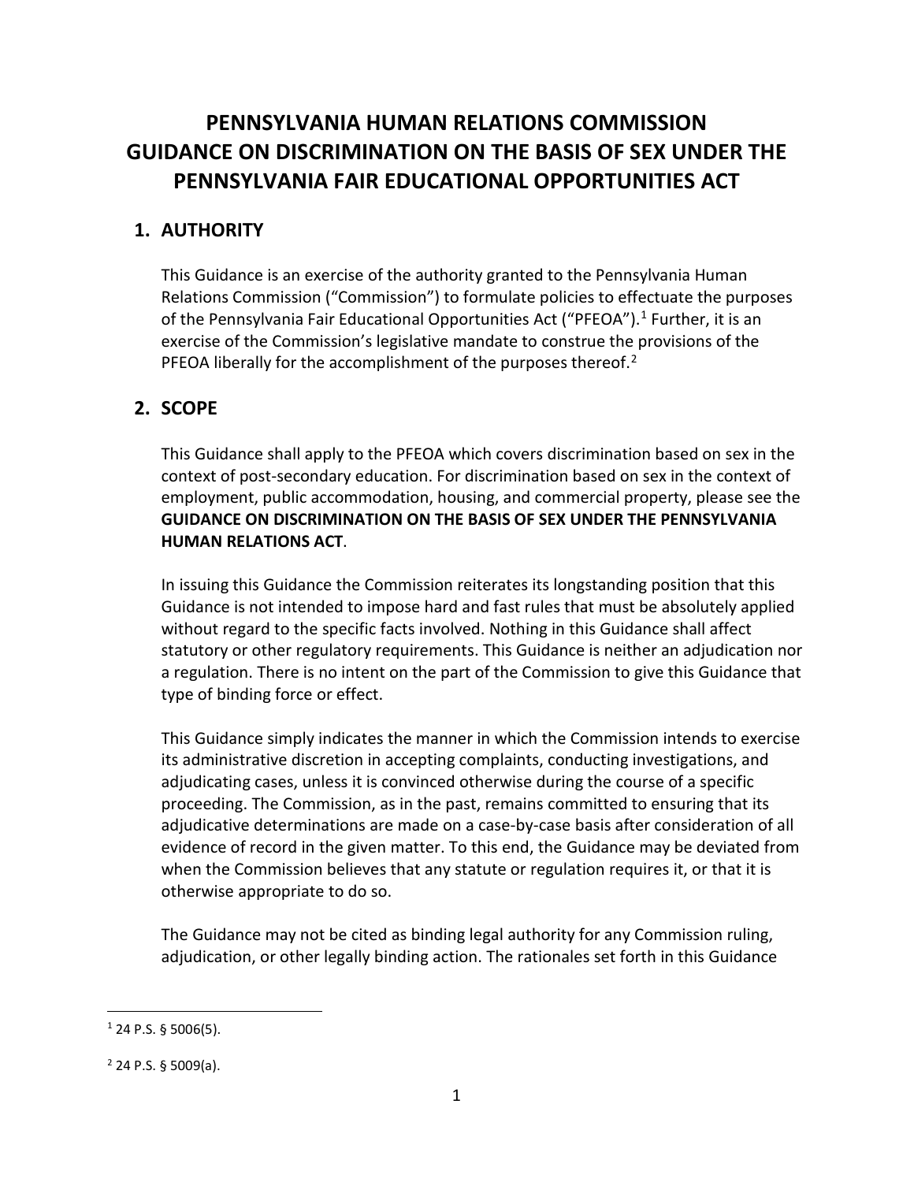# PENNSYLVANIA HUMAN RELATIONS COMMISSION GUIDANCE ON DISCRIMINATION ON THE BASIS OF SEX UNDER THE PENNSYLVANIA FAIR EDUCATIONAL OPPORTUNITIES ACT

## 1. AUTHORITY

This Guidance is an exercise of the authority granted to the Pennsylvania Human Relations Commission ("Commission") to formulate policies to effectuate the purposes of the Pennsylvania Fair Educational Opportunities Act ("PFEOA").[1] Further, it is an exercise of the Commission's legislative mandate to construe the provisions of the PFEOA liberally for the accomplishment of the purposes thereof.[2]

## 2. SCOPE

This Guidance shall apply to the PFEOA which covers discrimination based on sex in the context of post-secondary education. For discrimination based on sex in the context of employment, public accommodation, housing, and commercial property, please see the **GUIDANCE ON DISCRIMINATION ON THE BASIS OF SEX UNDER THE PENNSYLVANIA HUMAN RELATIONS ACT**.

In issuing this Guidance the Commission reiterates its longstanding position that this Guidance is not intended to impose hard and fast rules that must be absolutely applied without regard to the specific facts involved. Nothing in this Guidance shall affect statutory or other regulatory requirements. This Guidance is neither an adjudication nor a regulation. There is no intent on the part of the Commission to give this Guidance that type of binding force or effect.

This Guidance simply indicates the manner in which the Commission intends to exercise its administrative discretion in accepting complaints, conducting investigations, and adjudicating cases, unless it is convinced otherwise during the course of a specific proceeding. The Commission, as in the past, remains committed to ensuring that its adjudicative determinations are made on a case-by-case basis after consideration of all evidence of record in the given matter. To this end, the Guidance may be deviated from when the Commission believes that any statute or regulation requires it, or that it is otherwise appropriate to do so.

The Guidance may not be cited as binding legal authority for any Commission ruling, adjudication, or other legally binding action. The rationales set forth in this Guidance

---

[1] 24 P.S. § 5006(5).

[2] 24 P.S. § 5009(a).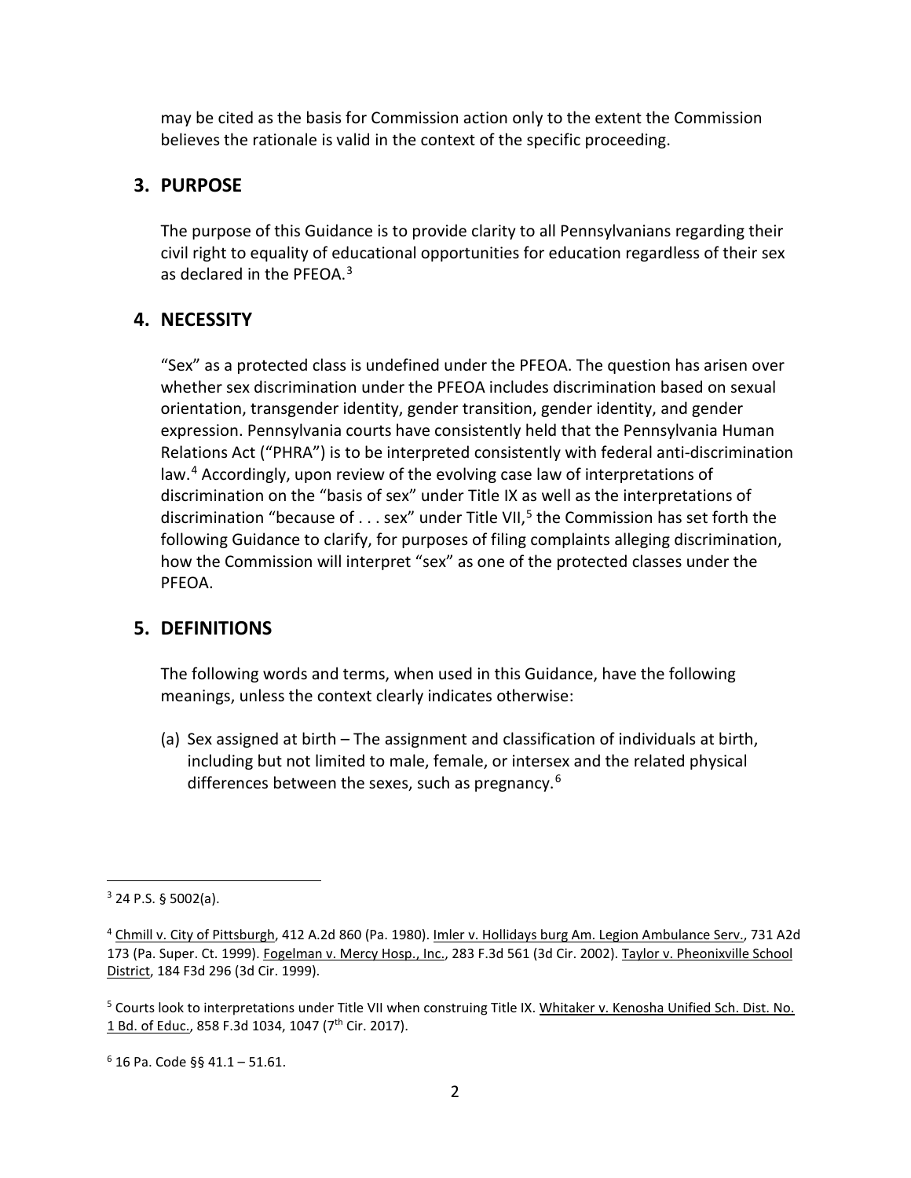may be cited as the basis for Commission action only to the extent the Commission believes the rationale is valid in the context of the specific proceeding.

## 3. PURPOSE

The purpose of this Guidance is to provide clarity to all Pennsylvanians regarding their civil right to equality of educational opportunities for education regardless of their sex as declared in the PFEOA.[3]

## 4. NECESSITY

"Sex" as a protected class is undefined under the PFEOA. The question has arisen over whether sex discrimination under the PFEOA includes discrimination based on sexual orientation, transgender identity, gender transition, gender identity, and gender expression. Pennsylvania courts have consistently held that the Pennsylvania Human Relations Act ("PHRA") is to be interpreted consistently with federal anti-discrimination law.[4] Accordingly, upon review of the evolving case law of interpretations of discrimination on the "basis of sex" under Title IX as well as the interpretations of discrimination "because of . . . sex" under Title VII,[5] the Commission has set forth the following Guidance to clarify, for purposes of filing complaints alleging discrimination, how the Commission will interpret "sex" as one of the protected classes under the PFEOA.

## 5. DEFINITIONS

The following words and terms, when used in this Guidance, have the following meanings, unless the context clearly indicates otherwise:

(a) Sex assigned at birth – The assignment and classification of individuals at birth, including but not limited to male, female, or intersex and the related physical differences between the sexes, such as pregnancy.[6]

---

[3] 24 P.S. § 5002(a).

[4] Chmill v. City of Pittsburgh, 412 A.2d 860 (Pa. 1980). Imler v. Hollidays burg Am. Legion Ambulance Serv., 731 A2d 173 (Pa. Super. Ct. 1999). Fogelman v. Mercy Hosp., Inc., 283 F.3d 561 (3d Cir. 2002). Taylor v. Pheonixville School District, 184 F3d 296 (3d Cir. 1999).

[5] Courts look to interpretations under Title VII when construing Title IX. Whitaker v. Kenosha Unified Sch. Dist. No. 1 Bd. of Educ., 858 F.3d 1034, 1047 (7th Cir. 2017).

[6] 16 Pa. Code §§ 41.1 – 51.61.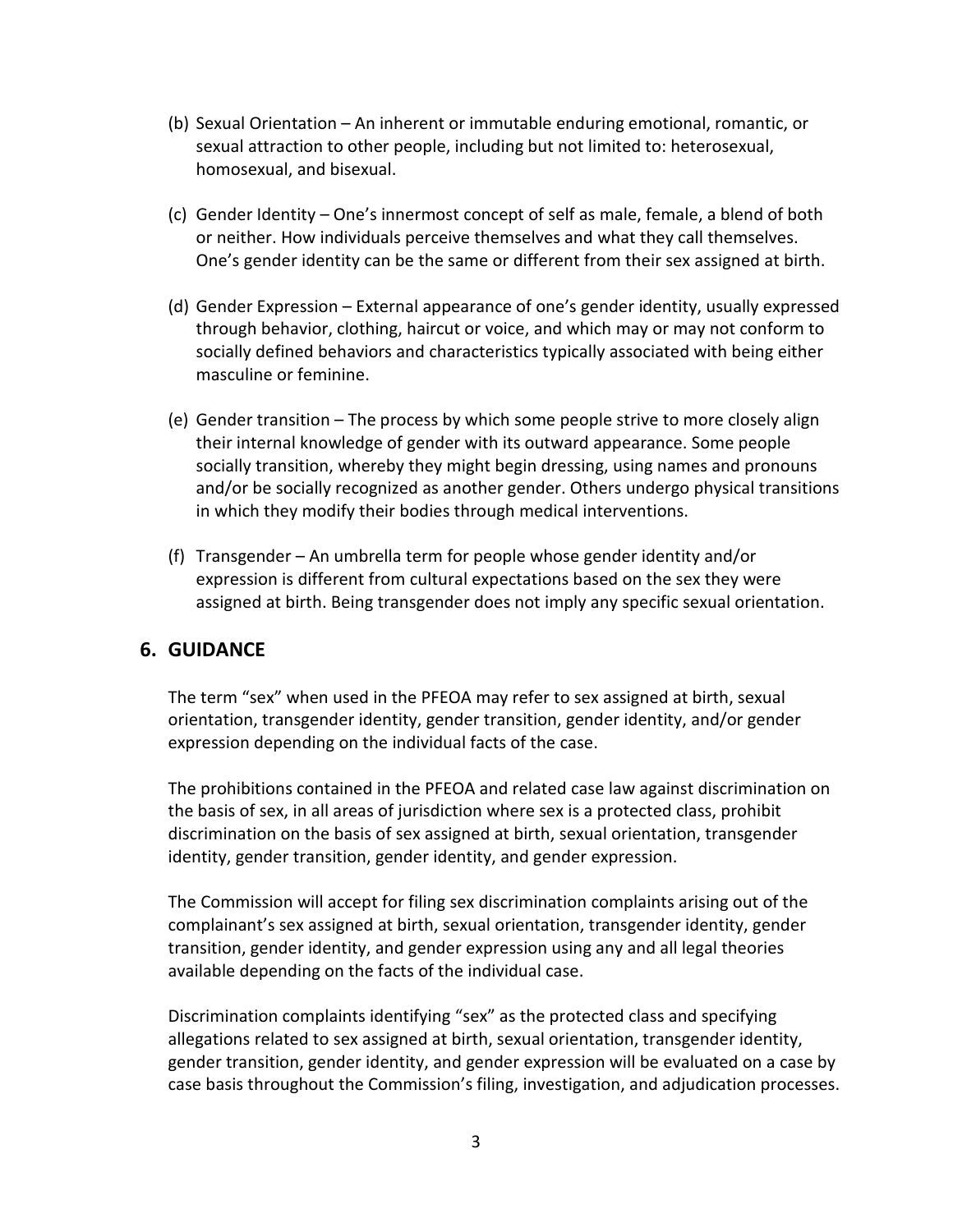(b) Sexual Orientation – An inherent or immutable enduring emotional, romantic, or sexual attraction to other people, including but not limited to: heterosexual, homosexual, and bisexual.

(c) Gender Identity – One's innermost concept of self as male, female, a blend of both or neither. How individuals perceive themselves and what they call themselves. One's gender identity can be the same or different from their sex assigned at birth.

(d) Gender Expression – External appearance of one's gender identity, usually expressed through behavior, clothing, haircut or voice, and which may or may not conform to socially defined behaviors and characteristics typically associated with being either masculine or feminine.

(e) Gender transition – The process by which some people strive to more closely align their internal knowledge of gender with its outward appearance. Some people socially transition, whereby they might begin dressing, using names and pronouns and/or be socially recognized as another gender. Others undergo physical transitions in which they modify their bodies through medical interventions.

(f) Transgender – An umbrella term for people whose gender identity and/or expression is different from cultural expectations based on the sex they were assigned at birth. Being transgender does not imply any specific sexual orientation.

## 6. GUIDANCE

The term "sex" when used in the PFEOA may refer to sex assigned at birth, sexual orientation, transgender identity, gender transition, gender identity, and/or gender expression depending on the individual facts of the case.

The prohibitions contained in the PFEOA and related case law against discrimination on the basis of sex, in all areas of jurisdiction where sex is a protected class, prohibit discrimination on the basis of sex assigned at birth, sexual orientation, transgender identity, gender transition, gender identity, and gender expression.

The Commission will accept for filing sex discrimination complaints arising out of the complainant's sex assigned at birth, sexual orientation, transgender identity, gender transition, gender identity, and gender expression using any and all legal theories available depending on the facts of the individual case.

Discrimination complaints identifying "sex" as the protected class and specifying allegations related to sex assigned at birth, sexual orientation, transgender identity, gender transition, gender identity, and gender expression will be evaluated on a case by case basis throughout the Commission's filing, investigation, and adjudication processes.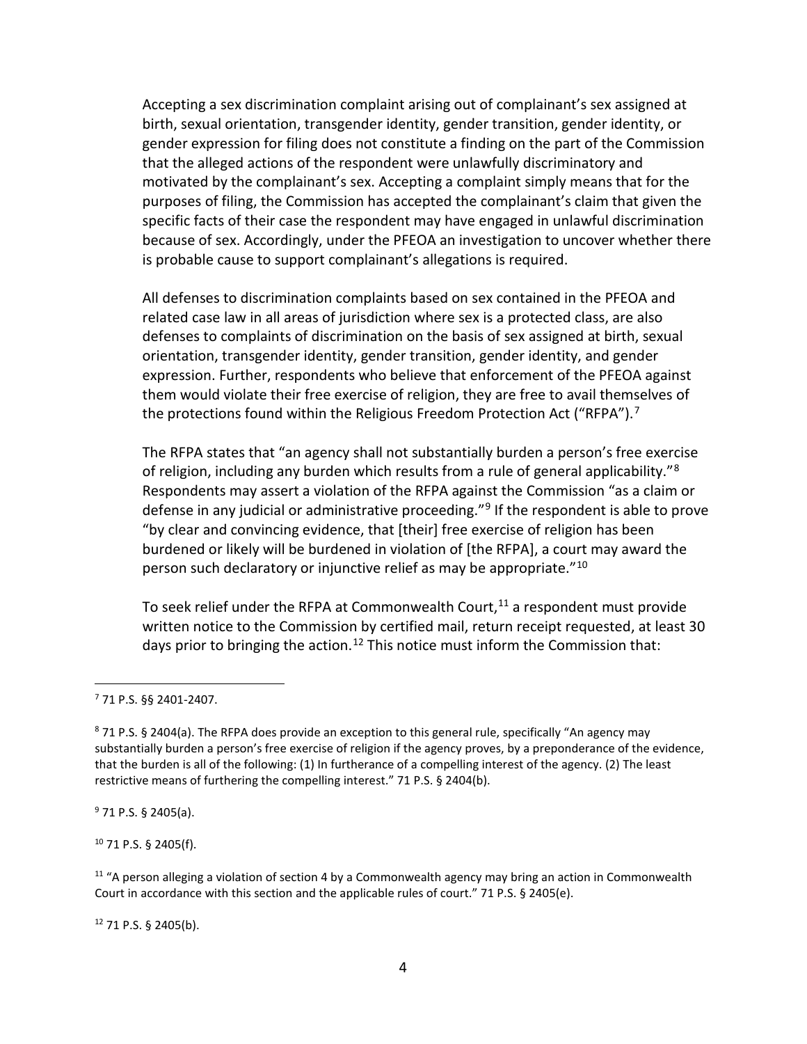Accepting a sex discrimination complaint arising out of complainant's sex assigned at birth, sexual orientation, transgender identity, gender transition, gender identity, or gender expression for filing does not constitute a finding on the part of the Commission that the alleged actions of the respondent were unlawfully discriminatory and motivated by the complainant's sex. Accepting a complaint simply means that for the purposes of filing, the Commission has accepted the complainant's claim that given the specific facts of their case the respondent may have engaged in unlawful discrimination because of sex. Accordingly, under the PFEOA an investigation to uncover whether there is probable cause to support complainant's allegations is required.

All defenses to discrimination complaints based on sex contained in the PFEOA and related case law in all areas of jurisdiction where sex is a protected class, are also defenses to complaints of discrimination on the basis of sex assigned at birth, sexual orientation, transgender identity, gender transition, gender identity, and gender expression. Further, respondents who believe that enforcement of the PFEOA against them would violate their free exercise of religion, they are free to avail themselves of the protections found within the Religious Freedom Protection Act ("RFPA").[7]

The RFPA states that "an agency shall not substantially burden a person's free exercise of religion, including any burden which results from a rule of general applicability."[8] Respondents may assert a violation of the RFPA against the Commission "as a claim or defense in any judicial or administrative proceeding."[9] If the respondent is able to prove "by clear and convincing evidence, that [their] free exercise of religion has been burdened or likely will be burdened in violation of [the RFPA], a court may award the person such declaratory or injunctive relief as may be appropriate."[10]

To seek relief under the RFPA at Commonwealth Court,[11] a respondent must provide written notice to the Commission by certified mail, return receipt requested, at least 30 days prior to bringing the action.[12] This notice must inform the Commission that:

---

[7] 71 P.S. §§ 2401-2407.

[8] 71 P.S. § 2404(a). The RFPA does provide an exception to this general rule, specifically "An agency may substantially burden a person's free exercise of religion if the agency proves, by a preponderance of the evidence, that the burden is all of the following: (1) In furtherance of a compelling interest of the agency. (2) The least restrictive means of furthering the compelling interest." 71 P.S. § 2404(b).

[9] 71 P.S. § 2405(a).

[10] 71 P.S. § 2405(f).

[11] "A person alleging a violation of section 4 by a Commonwealth agency may bring an action in Commonwealth Court in accordance with this section and the applicable rules of court." 71 P.S. § 2405(e).

[12] 71 P.S. § 2405(b).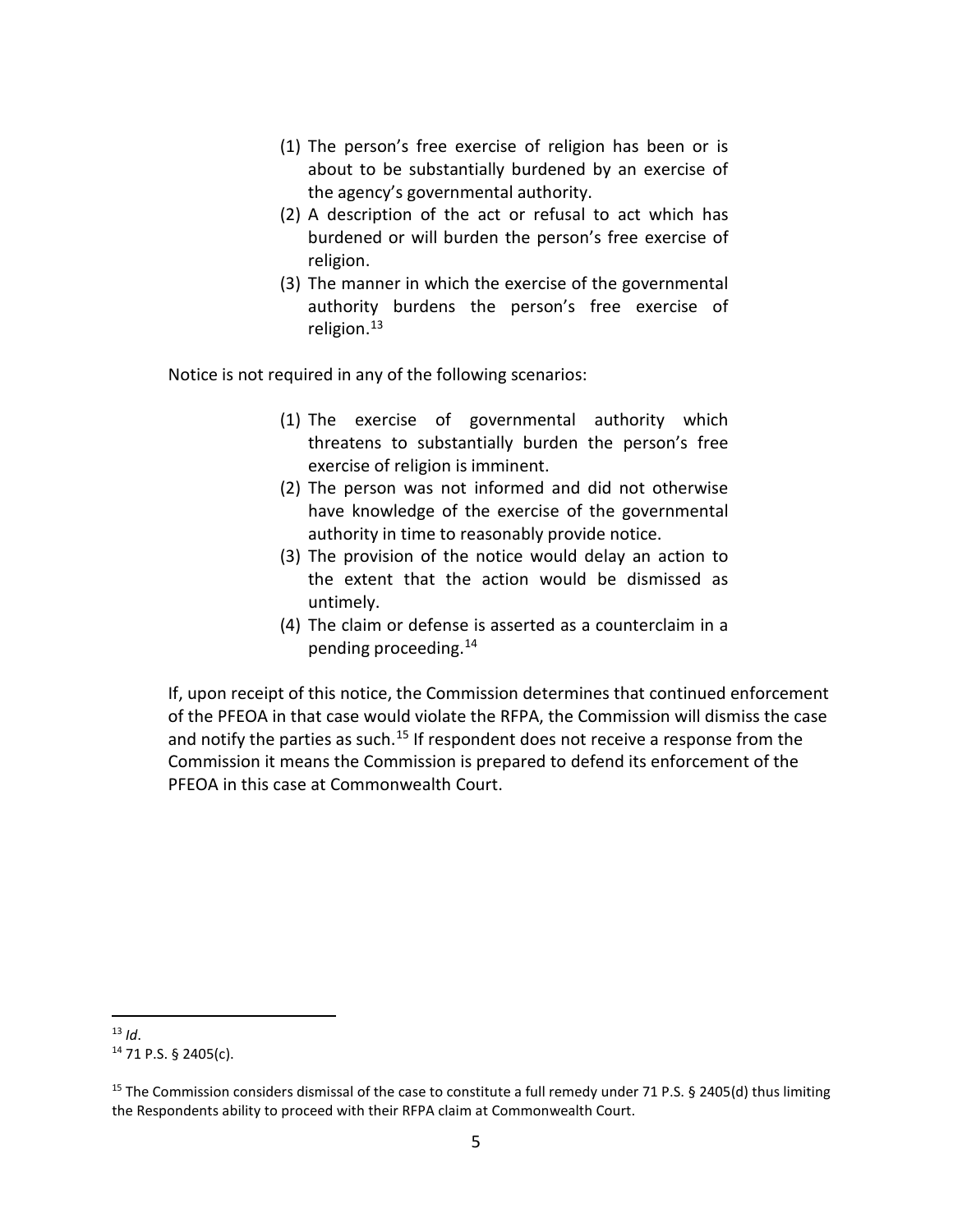(1) The person's free exercise of religion has been or is about to be substantially burdened by an exercise of the agency's governmental authority.
(2) A description of the act or refusal to act which has burdened or will burden the person's free exercise of religion.
(3) The manner in which the exercise of the governmental authority burdens the person's free exercise of religion.[13]

Notice is not required in any of the following scenarios:

(1) The exercise of governmental authority which threatens to substantially burden the person's free exercise of religion is imminent.
(2) The person was not informed and did not otherwise have knowledge of the exercise of the governmental authority in time to reasonably provide notice.
(3) The provision of the notice would delay an action to the extent that the action would be dismissed as untimely.
(4) The claim or defense is asserted as a counterclaim in a pending proceeding.[14]

If, upon receipt of this notice, the Commission determines that continued enforcement of the PFEOA in that case would violate the RFPA, the Commission will dismiss the case and notify the parties as such.[15] If respondent does not receive a response from the Commission it means the Commission is prepared to defend its enforcement of the PFEOA in this case at Commonwealth Court.

---

[13] *Id*.

[14] 71 P.S. § 2405(c).

[15] The Commission considers dismissal of the case to constitute a full remedy under 71 P.S. § 2405(d) thus limiting the Respondents ability to proceed with their RFPA claim at Commonwealth Court.